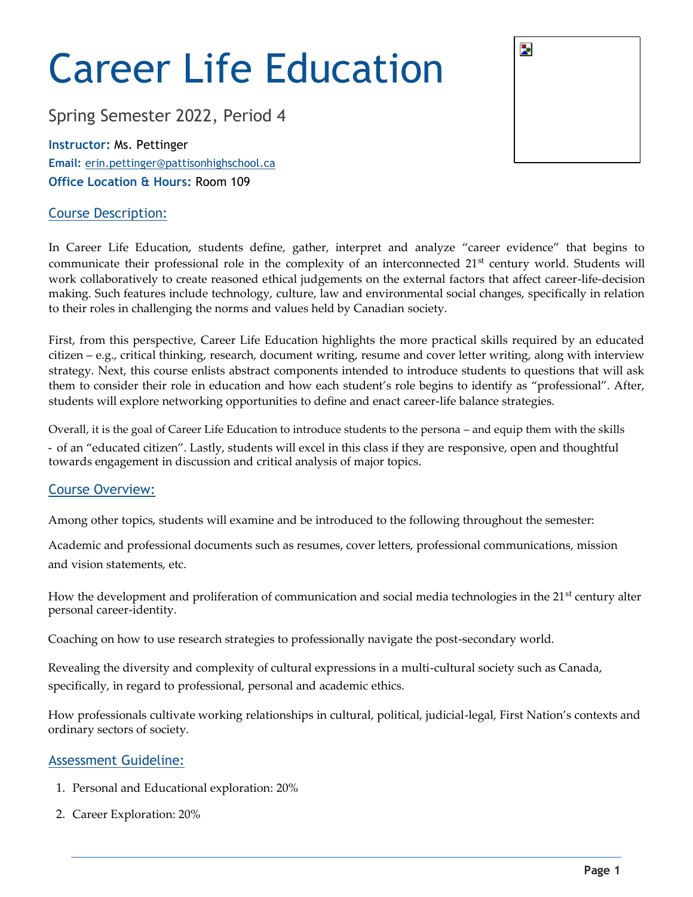# Career Life Education

Spring Semester 2022, Period 4

**Instructor:** Ms. Pettinger

**Email:** erin.pettinger@pattisonhighschool.ca

**Office Location & Hours:** Room 109

## Course Description:

In Career Life Education, students define, gather, interpret and analyze "career evidence" that begins to communicate their professional role in the complexity of an interconnected 21st century world. Students will work collaboratively to create reasoned ethical judgements on the external factors that affect career-life-decision making. Such features include technology, culture, law and environmental social changes, specifically in relation to their roles in challenging the norms and values held by Canadian society.

First, from this perspective, Career Life Education highlights the more practical skills required by an educated citizen – e.g., critical thinking, research, document writing, resume and cover letter writing, along with interview strategy. Next, this course enlists abstract components intended to introduce students to questions that will ask them to consider their role in education and how each student's role begins to identify as "professional". After, students will explore networking opportunities to define and enact career-life balance strategies.

Overall, it is the goal of Career Life Education to introduce students to the persona – and equip them with the skills - of an "educated citizen". Lastly, students will excel in this class if they are responsive, open and thoughtful towards engagement in discussion and critical analysis of major topics.

## Course Overview:

Among other topics, students will examine and be introduced to the following throughout the semester:

Academic and professional documents such as resumes, cover letters, professional communications, mission and vision statements, etc.

How the development and proliferation of communication and social media technologies in the 21st century alter personal career-identity.

Coaching on how to use research strategies to professionally navigate the post-secondary world.

Revealing the diversity and complexity of cultural expressions in a multi-cultural society such as Canada, specifically, in regard to professional, personal and academic ethics.

How professionals cultivate working relationships in cultural, political, judicial-legal, First Nation's contexts and ordinary sectors of society.

## Assessment Guideline:

1. Personal and Educational exploration: 20%
2. Career Exploration: 20%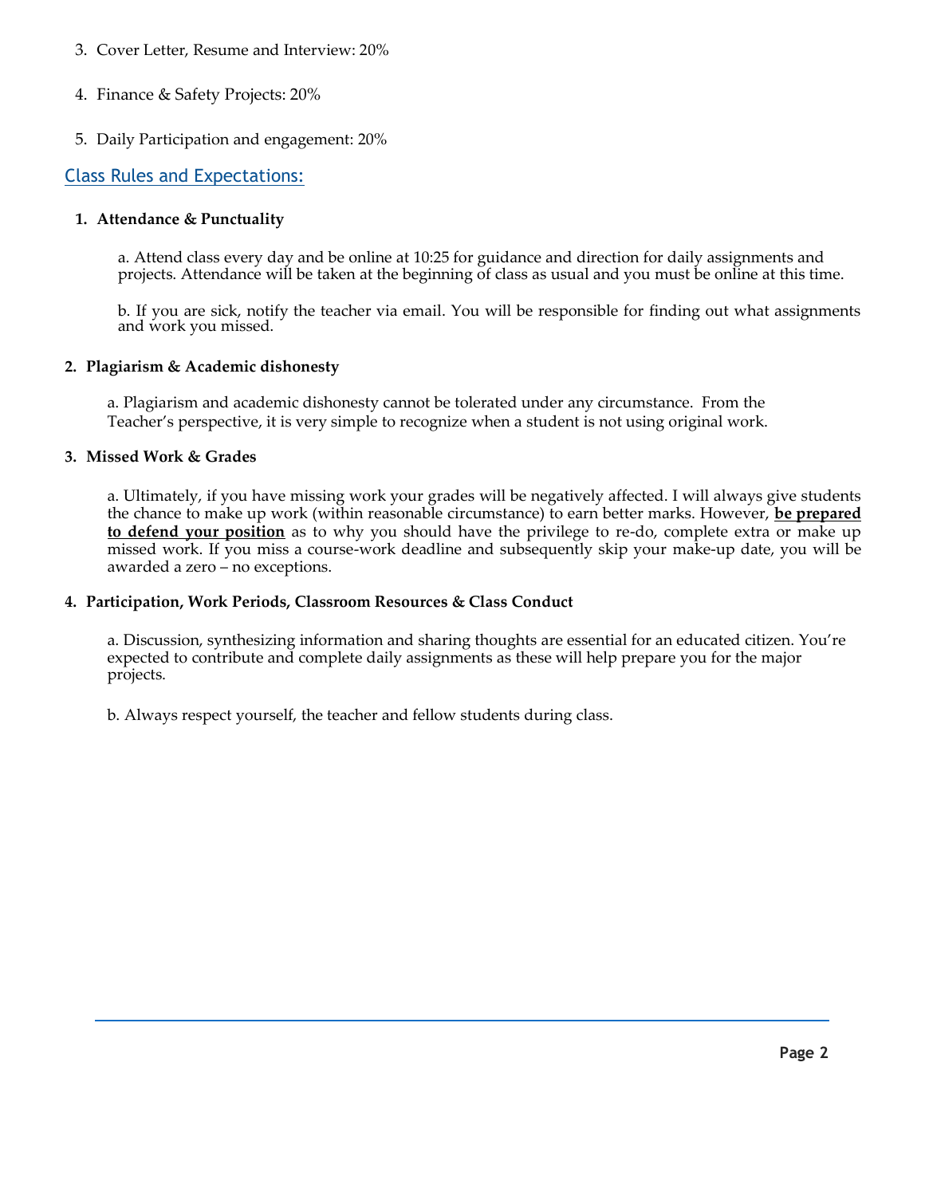3. Cover Letter, Resume and Interview: 20%
4. Finance & Safety Projects: 20%
5. Daily Participation and engagement: 20%

## Class Rules and Expectations:

### 1. Attendance & Punctuality

a. Attend class every day and be online at 10:25 for guidance and direction for daily assignments and projects. Attendance will be taken at the beginning of class as usual and you must be online at this time.

b. If you are sick, notify the teacher via email. You will be responsible for finding out what assignments and work you missed.

### 2. Plagiarism & Academic dishonesty

a. Plagiarism and academic dishonesty cannot be tolerated under any circumstance. From the Teacher's perspective, it is very simple to recognize when a student is not using original work.

### 3. Missed Work & Grades

a. Ultimately, if you have missing work your grades will be negatively affected. I will always give students the chance to make up work (within reasonable circumstance) to earn better marks. However, **be prepared to defend your position** as to why you should have the privilege to re-do, complete extra or make up missed work. If you miss a course-work deadline and subsequently skip your make-up date, you will be awarded a zero – no exceptions.

### 4. Participation, Work Periods, Classroom Resources & Class Conduct

a. Discussion, synthesizing information and sharing thoughts are essential for an educated citizen. You're expected to contribute and complete daily assignments as these will help prepare you for the major projects.

b. Always respect yourself, the teacher and fellow students during class.